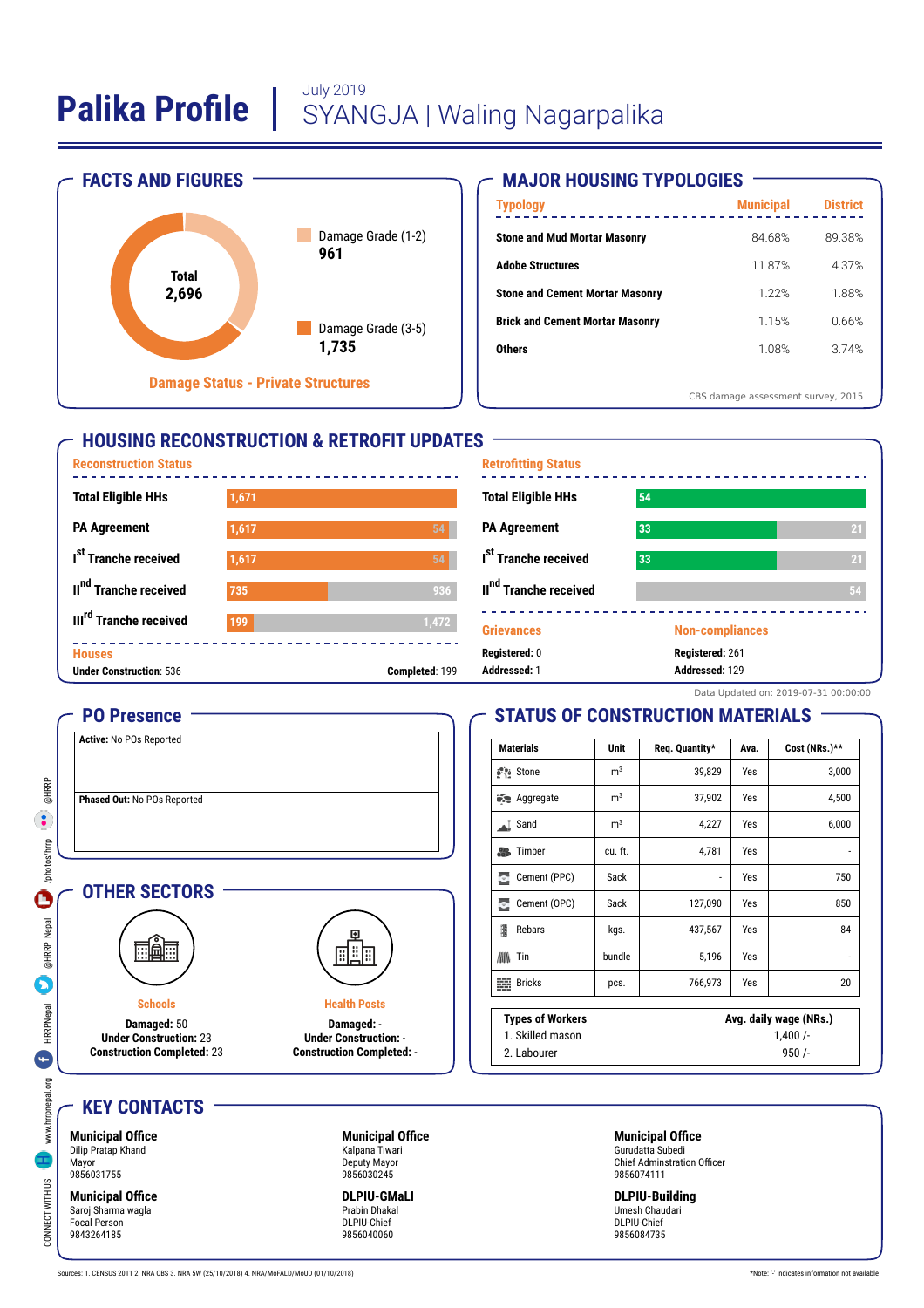# Palika Profile | July 2019 SYANGJA | Waling Nagarpalika

## FACTS AND FIGURES

Total 2,696

Damage Grade (1-2) **961**

Damage Grade (3-5) **1,735**

Damage Status - Private Structures

## MAJOR HOUSING TYPOLOGIES

| Typology | Municipal | District |
|---|---|---|
| Stone and Mud Mortar Masonry | 84.68% | 89.38% |
| Adobe Structures | 11.87% | 4.37% |
| Stone and Cement Mortar Masonry | 1.22% | 1.88% |
| Brick and Cement Mortar Masonry | 1.15% | 0.66% |
| Others | 1.08% | 3.74% |

CBS damage assessment survey, 2015

## HOUSING RECONSTRUCTION & RETROFIT UPDATES

### Reconstruction Status

| | Completed | Remaining |
|---|---|---|
| Total Eligible HHs | 1,671 | |
| PA Agreement | 1,617 | 54 |
| Ist Tranche received | 1,617 | 54 |
| IInd Tranche received | 735 | 936 |
| IIIrd Tranche received | 199 | 1,472 |

**Houses**

Under Construction: 536

Completed: 199

### Retrofitting Status

| | Completed | Remaining |
|---|---|---|
| Total Eligible HHs | 54 | |
| PA Agreement | 33 | 21 |
| Ist Tranche received | 33 | 21 |
| IInd Tranche received | | 54 |

**Grievances**

Registered: 0

Addressed: 1

**Non-compliances**

Registered: 261

Addressed: 129

Data Updated on: 2019-07-31 00:00:00

## PO Presence

**Active:** No POs Reported

**Phased Out:** No POs Reported

## STATUS OF CONSTRUCTION MATERIALS

| Materials | Unit | Req. Quantity* | Ava. | Cost (NRs.)** |
|---|---|---|---|---|
| Stone | $m^3$ | 39,829 | Yes | 3,000 |
| Aggregate | $m^3$ | 37,902 | Yes | 4,500 |
| Sand | $m^3$ | 4,227 | Yes | 6,000 |
| Timber | cu. ft. | 4,781 | Yes | - |
| Cement (PPC) | Sack | - | Yes | 750 |
| Cement (OPC) | Sack | 127,090 | Yes | 850 |
| Rebars | kgs. | 437,567 | Yes | 84 |
| Tin | bundle | 5,196 | Yes | - |
| Bricks | pcs. | 766,973 | Yes | 20 |

| Types of Workers | Avg. daily wage (NRs.) |
|---|---|
| 1. Skilled mason | 1,400 /- |
| 2. Labourer | 950 /- |

## OTHER SECTORS

**Schools**

Damaged: 50

Under Construction: 23

Construction Completed: 23

**Health Posts**

Damaged: -

Under Construction: -

Construction Completed: -

## KEY CONTACTS

**Municipal Office**
Dilip Pratap Khand
Mayor
9856031755

**Municipal Office**
Kalpana Tiwari
Deputy Mayor
9856030245

**Municipal Office**
Gurudatta Subedi
Chief Adminstration Officer
9856074111

**Municipal Office**
Saroj Sharma wagla
Focal Person
9843264185

**DLPIU-GMaLI**
Prabin Dhakal
DLPIU-Chief
9856040060

**DLPIU-Building**
Umesh Chaudari
DLPIU-Chief
9856084735

CONNECT WITH US: www.hrrpnepal.org | HRRPNepal | @HRRP_Nepal | /photos/hrrp | @HRRP

Sources: 1. CENSUS 2011 2. NRA CBS 3. NRA 5W (25/10/2018) 4. NRA/MoFALD/MoUD (01/10/2018)

*Note: '-' indicates information not available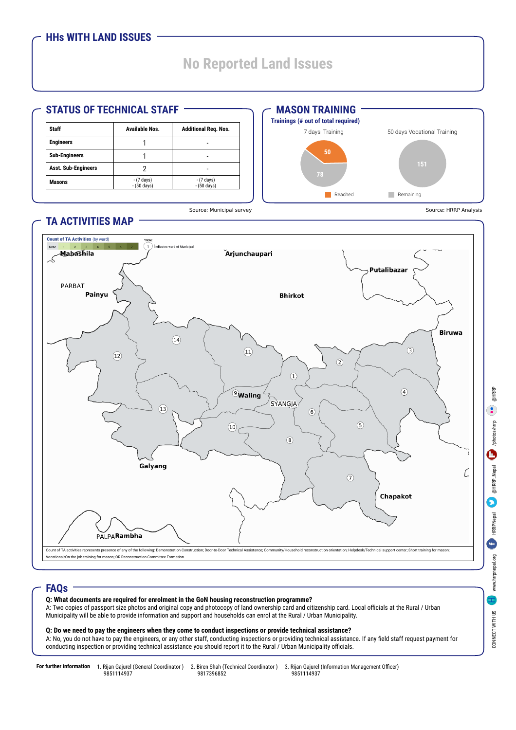## HHs WITH LAND ISSUES

No Reported Land Issues

## STATUS OF TECHNICAL STAFF

| Staff | Available Nos. | Additional Req. Nos. |
|---|---|---|
| Engineers | 1 | - |
| Sub-Engineers | 1 | - |
| Asst. Sub-Engineers | 2 | - |
| Masons | - (7 days)<br>- (50 days) | - (7 days)<br>- (50 days) |

Source: Municipal survey

## MASON TRAINING

**Trainings (# out of total required)**

7 days Training

50

78

50 days Vocational Training

151

Reached

Remaining

Source: HRRP Analysis

## TA ACTIVITIES MAP

Count of TA Activities (by ward)

None 1 2 3 4 5 6 7

*Note: (1) indicates ward of Municipal

Mahashila

Arjunchaupari

Putalibazar

PARBAT

Painyu

Bhirkot

Biruwa

14

11

12

3

2

1

9 Waling

4

SYANGJA

13

6

5

10

8

Galyang

7

Chapakot

PALPA Rambha

Count of TA activities represents presence of any of the following: Demonstration Construction; Door-to-Door Technical Assistance; Community/Household reconstruction orientation; Helpdesk/Technical support center; Short training for mason; Vocational/On-the-job training for mason; OR Reconstruction Committee Formation.

## FAQs

**Q: What documents are required for enrolment in the GoN housing reconstruction programme?**

A: Two copies of passport size photos and original copy and photocopy of land ownership card and citizenship card. Local officials at the Rural / Urban Municipality will be able to provide information and support and households can enrol at the Rural / Urban Municipality.

**Q: Do we need to pay the engineers when they come to conduct inspections or provide technical assistance?**

A: No, you do not have to pay the engineers, or any other staff, conducting inspections or providing technical assistance. If any field staff request payment for conducting inspection or providing technical assistance you should report it to the Rural / Urban Municipality officials.

**For further information**

1. Rijan Gajurel (General Coordinator) 9851114937
2. Biren Shah (Technical Coordinator) 9817396852
3. Rijan Gajurel (Information Management Officer) 9851114937

CONNECT WITH US www.hrrpnepal.org HRRPNepal @HRRP_Nepal /photos/hrrp @HRRP